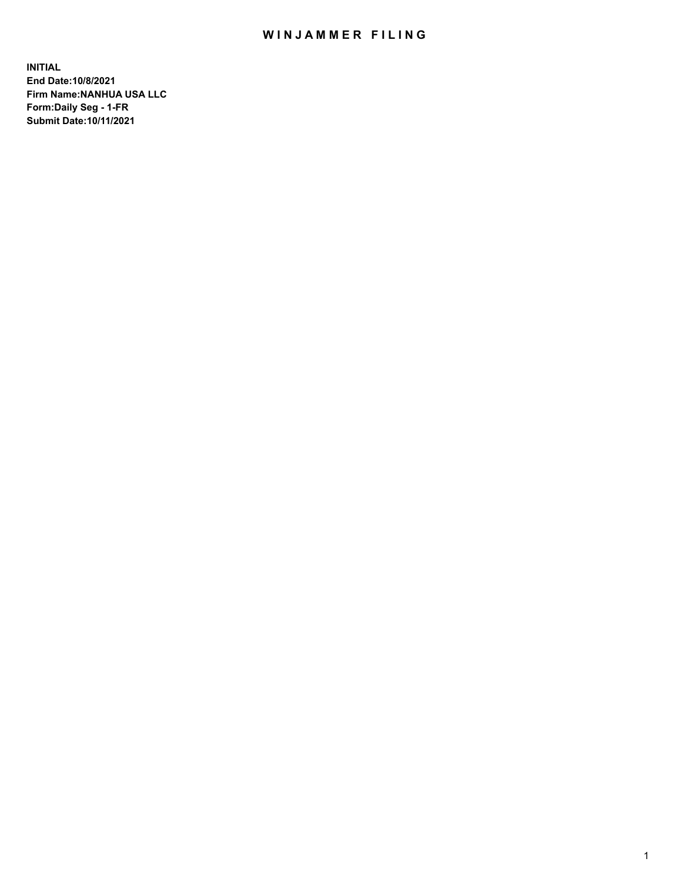# WINJAMMER FILING

**INITIAL**
**End Date:10/8/2021**
**Firm Name:NANHUA USA LLC**
**Form:Daily Seg - 1-FR**
**Submit Date:10/11/2021**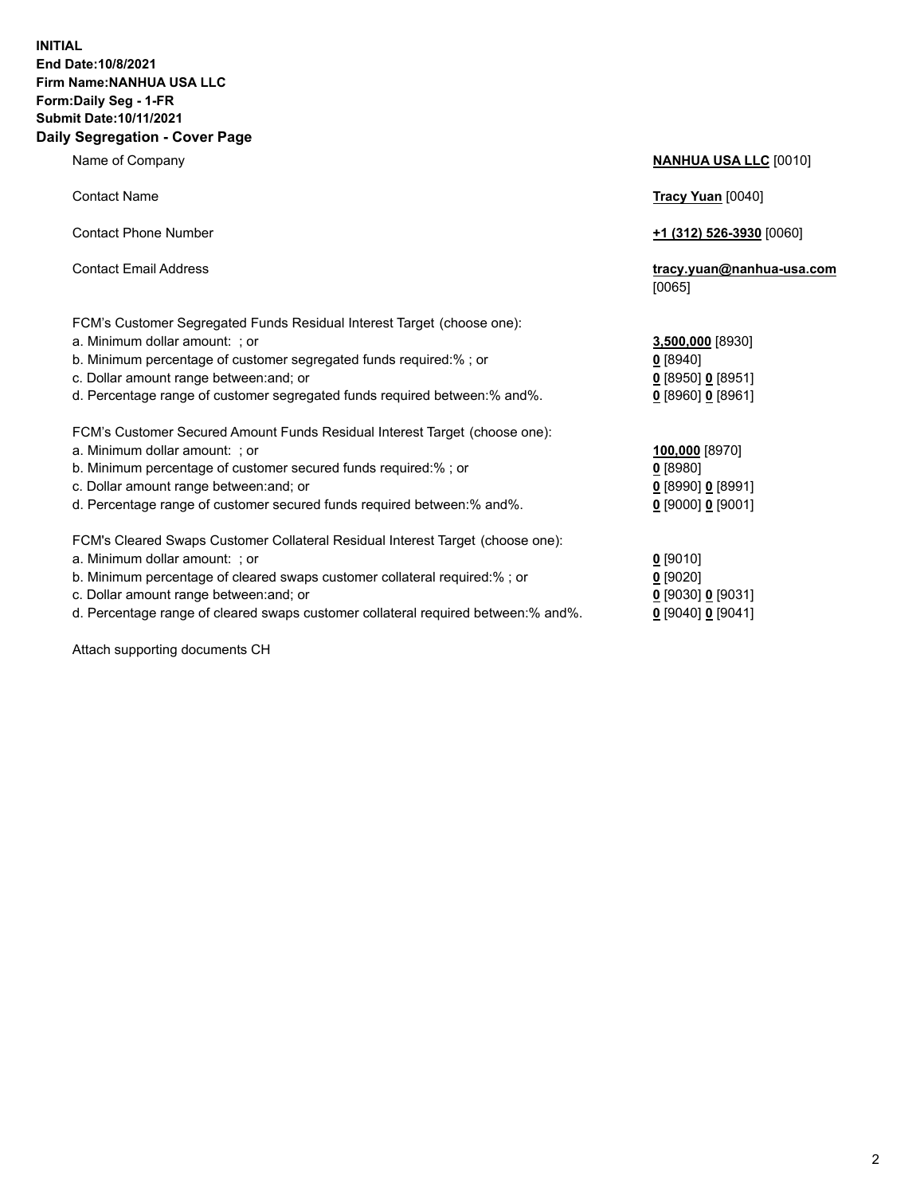**INITIAL**
**End Date:10/8/2021**
**Firm Name:NANHUA USA LLC**
**Form:Daily Seg - 1-FR**
**Submit Date:10/11/2021**

## Daily Segregation - Cover Page

| | |
|---|---|
| Name of Company | **NANHUA USA LLC** [0010] |
| Contact Name | **Tracy Yuan** [0040] |
| Contact Phone Number | **+1 (312) 526-3930** [0060] |
| Contact Email Address | **tracy.yuan@nanhua-usa.com** [0065] |
| FCM's Customer Segregated Funds Residual Interest Target (choose one): | |
| a. Minimum dollar amount: ; or | **3,500,000** [8930] |
| b. Minimum percentage of customer segregated funds required:% ; or | **0** [8940] |
| c. Dollar amount range between:and; or | **0** [8950] **0** [8951] |
| d. Percentage range of customer segregated funds required between:% and%. | **0** [8960] **0** [8961] |
| FCM's Customer Secured Amount Funds Residual Interest Target (choose one): | |
| a. Minimum dollar amount: ; or | **100,000** [8970] |
| b. Minimum percentage of customer secured funds required:% ; or | **0** [8980] |
| c. Dollar amount range between:and; or | **0** [8990] **0** [8991] |
| d. Percentage range of customer secured funds required between:% and%. | **0** [9000] **0** [9001] |
| FCM's Cleared Swaps Customer Collateral Residual Interest Target (choose one): | |
| a. Minimum dollar amount: ; or | **0** [9010] |
| b. Minimum percentage of cleared swaps customer collateral required:% ; or | **0** [9020] |
| c. Dollar amount range between:and; or | **0** [9030] **0** [9031] |
| d. Percentage range of cleared swaps customer collateral required between:% and%. | **0** [9040] **0** [9041] |

Attach supporting documents CH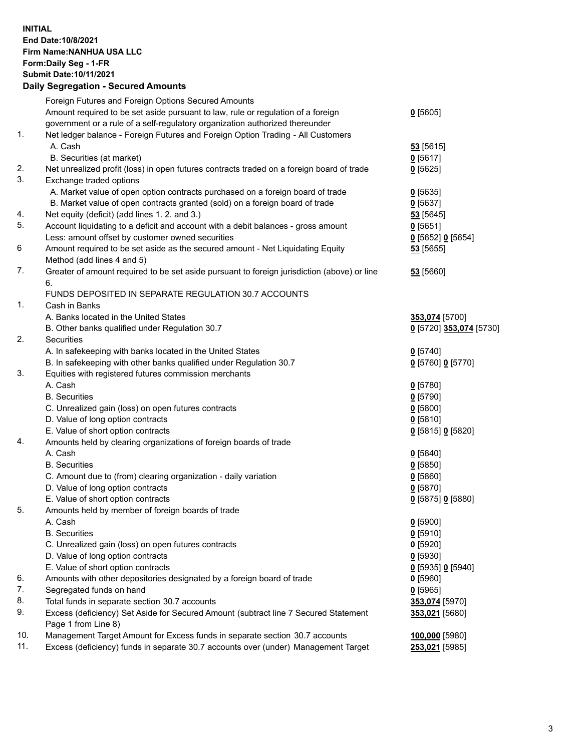**INITIAL**
**End Date:10/8/2021**
**Firm Name:NANHUA USA LLC**
**Form:Daily Seg - 1-FR**
**Submit Date:10/11/2021**

**Daily Segregation - Secured Amounts**

| | | |
|---|---|---|
| | Foreign Futures and Foreign Options Secured Amounts | |
| | Amount required to be set aside pursuant to law, rule or regulation of a foreign government or a rule of a self-regulatory organization authorized thereunder | **0** [5605] |
| 1. | Net ledger balance - Foreign Futures and Foreign Option Trading - All Customers | |
| | A. Cash | **53** [5615] |
| | B. Securities (at market) | **0** [5617] |
| 2. | Net unrealized profit (loss) in open futures contracts traded on a foreign board of trade | **0** [5625] |
| 3. | Exchange traded options | |
| | A. Market value of open option contracts purchased on a foreign board of trade | **0** [5635] |
| | B. Market value of open contracts granted (sold) on a foreign board of trade | **0** [5637] |
| 4. | Net equity (deficit) (add lines 1. 2. and 3.) | **53** [5645] |
| 5. | Account liquidating to a deficit and account with a debit balances - gross amount | **0** [5651] |
| | Less: amount offset by customer owned securities | **0** [5652] **0** [5654] |
| 6 | Amount required to be set aside as the secured amount - Net Liquidating Equity Method (add lines 4 and 5) | **53** [5655] |
| 7. | Greater of amount required to be set aside pursuant to foreign jurisdiction (above) or line 6. | **53** [5660] |
| | FUNDS DEPOSITED IN SEPARATE REGULATION 30.7 ACCOUNTS | |
| 1. | Cash in Banks | |
| | A. Banks located in the United States | **353,074** [5700] |
| | B. Other banks qualified under Regulation 30.7 | **0** [5720] **353,074** [5730] |
| 2. | Securities | |
| | A. In safekeeping with banks located in the United States | **0** [5740] |
| | B. In safekeeping with other banks qualified under Regulation 30.7 | **0** [5760] **0** [5770] |
| 3. | Equities with registered futures commission merchants | |
| | A. Cash | **0** [5780] |
| | B. Securities | **0** [5790] |
| | C. Unrealized gain (loss) on open futures contracts | **0** [5800] |
| | D. Value of long option contracts | **0** [5810] |
| | E. Value of short option contracts | **0** [5815] **0** [5820] |
| 4. | Amounts held by clearing organizations of foreign boards of trade | |
| | A. Cash | **0** [5840] |
| | B. Securities | **0** [5850] |
| | C. Amount due to (from) clearing organization - daily variation | **0** [5860] |
| | D. Value of long option contracts | **0** [5870] |
| | E. Value of short option contracts | **0** [5875] **0** [5880] |
| 5. | Amounts held by member of foreign boards of trade | |
| | A. Cash | **0** [5900] |
| | B. Securities | **0** [5910] |
| | C. Unrealized gain (loss) on open futures contracts | **0** [5920] |
| | D. Value of long option contracts | **0** [5930] |
| | E. Value of short option contracts | **0** [5935] **0** [5940] |
| 6. | Amounts with other depositories designated by a foreign board of trade | **0** [5960] |
| 7. | Segregated funds on hand | **0** [5965] |
| 8. | Total funds in separate section 30.7 accounts | **353,074** [5970] |
| 9. | Excess (deficiency) Set Aside for Secured Amount (subtract line 7 Secured Statement Page 1 from Line 8) | **353,021** [5680] |
| 10. | Management Target Amount for Excess funds in separate section 30.7 accounts | **100,000** [5980] |
| 11. | Excess (deficiency) funds in separate 30.7 accounts over (under) Management Target | **253,021** [5985] |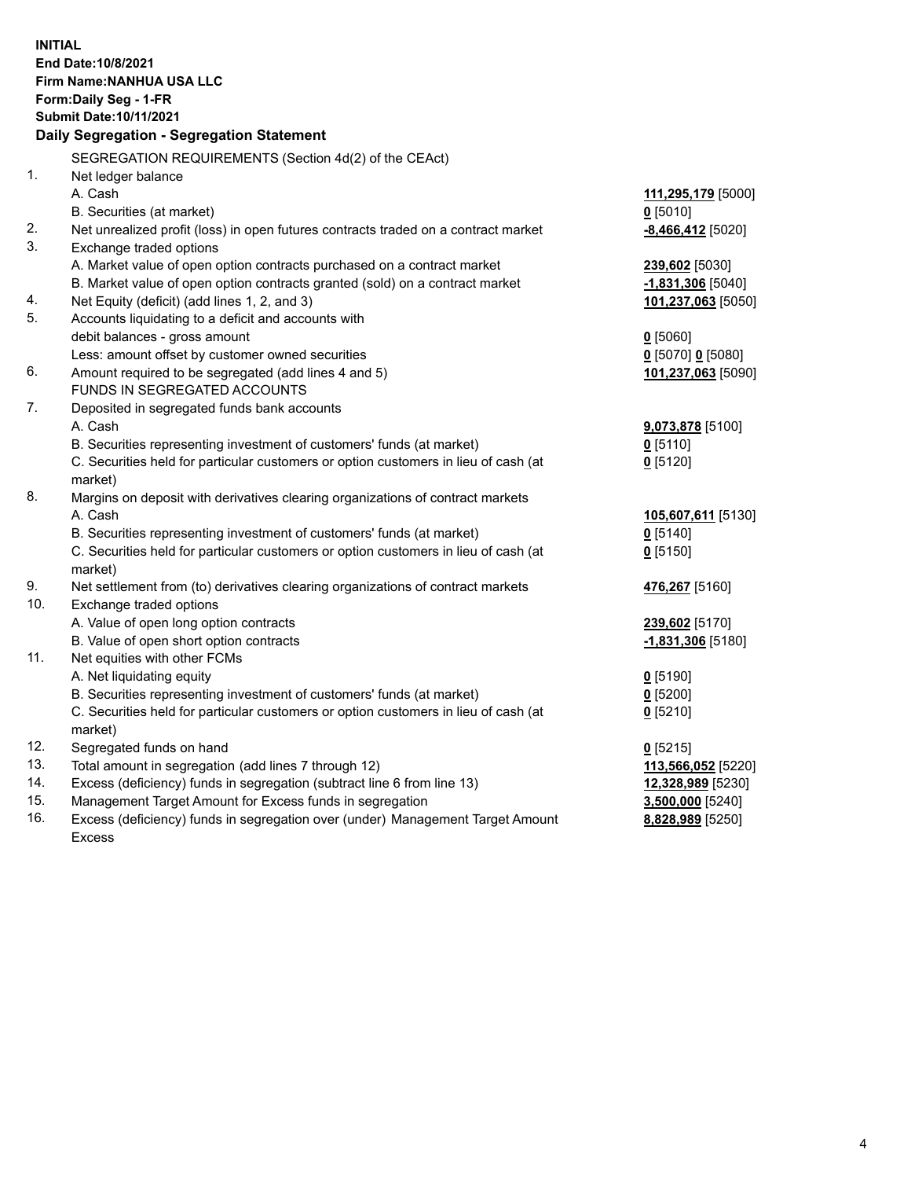**INITIAL**
**End Date:10/8/2021**
**Firm Name:NANHUA USA LLC**
**Form:Daily Seg - 1-FR**
**Submit Date:10/11/2021**

## Daily Segregation - Segregation Statement

| | | |
|---|---|---|
| | SEGREGATION REQUIREMENTS (Section 4d(2) of the CEAct) | |
| 1. | Net ledger balance | |
| | A. Cash | **111,295,179** [5000] |
| | B. Securities (at market) | **0** [5010] |
| 2. | Net unrealized profit (loss) in open futures contracts traded on a contract market | **-8,466,412** [5020] |
| 3. | Exchange traded options | |
| | A. Market value of open option contracts purchased on a contract market | **239,602** [5030] |
| | B. Market value of open option contracts granted (sold) on a contract market | **-1,831,306** [5040] |
| 4. | Net Equity (deficit) (add lines 1, 2, and 3) | **101,237,063** [5050] |
| 5. | Accounts liquidating to a deficit and accounts with debit balances - gross amount | **0** [5060] |
| | Less: amount offset by customer owned securities | **0** [5070] **0** [5080] |
| 6. | Amount required to be segregated (add lines 4 and 5) | **101,237,063** [5090] |
| | FUNDS IN SEGREGATED ACCOUNTS | |
| 7. | Deposited in segregated funds bank accounts | |
| | A. Cash | **9,073,878** [5100] |
| | B. Securities representing investment of customers' funds (at market) | **0** [5110] |
| | C. Securities held for particular customers or option customers in lieu of cash (at market) | **0** [5120] |
| 8. | Margins on deposit with derivatives clearing organizations of contract markets | |
| | A. Cash | **105,607,611** [5130] |
| | B. Securities representing investment of customers' funds (at market) | **0** [5140] |
| | C. Securities held for particular customers or option customers in lieu of cash (at market) | **0** [5150] |
| 9. | Net settlement from (to) derivatives clearing organizations of contract markets | **476,267** [5160] |
| 10. | Exchange traded options | |
| | A. Value of open long option contracts | **239,602** [5170] |
| | B. Value of open short option contracts | **-1,831,306** [5180] |
| 11. | Net equities with other FCMs | |
| | A. Net liquidating equity | **0** [5190] |
| | B. Securities representing investment of customers' funds (at market) | **0** [5200] |
| | C. Securities held for particular customers or option customers in lieu of cash (at market) | **0** [5210] |
| 12. | Segregated funds on hand | **0** [5215] |
| 13. | Total amount in segregation (add lines 7 through 12) | **113,566,052** [5220] |
| 14. | Excess (deficiency) funds in segregation (subtract line 6 from line 13) | **12,328,989** [5230] |
| 15. | Management Target Amount for Excess funds in segregation | **3,500,000** [5240] |
| 16. | Excess (deficiency) funds in segregation over (under) Management Target Amount Excess | **8,828,989** [5250] |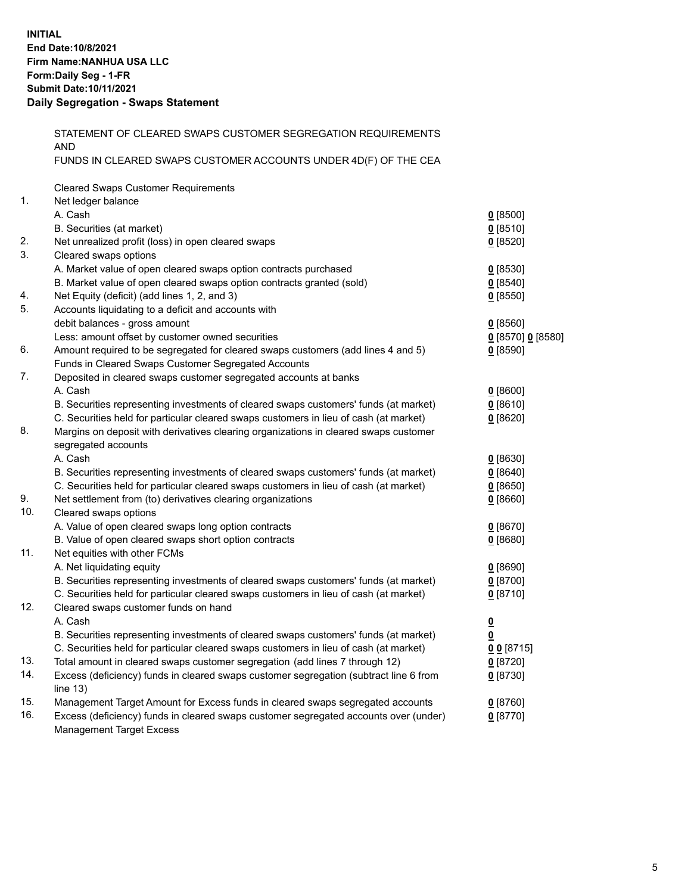**INITIAL**
**End Date:10/8/2021**
**Firm Name:NANHUA USA LLC**
**Form:Daily Seg - 1-FR**
**Submit Date:10/11/2021**
**Daily Segregation - Swaps Statement**

STATEMENT OF CLEARED SWAPS CUSTOMER SEGREGATION REQUIREMENTS AND FUNDS IN CLEARED SWAPS CUSTOMER ACCOUNTS UNDER 4D(F) OF THE CEA

| | | |
|---|---|---|
| | Cleared Swaps Customer Requirements | |
| 1. | Net ledger balance | |
| | A. Cash | 0 [8500] |
| | B. Securities (at market) | 0 [8510] |
| 2. | Net unrealized profit (loss) in open cleared swaps | 0 [8520] |
| 3. | Cleared swaps options | |
| | A. Market value of open cleared swaps option contracts purchased | 0 [8530] |
| | B. Market value of open cleared swaps option contracts granted (sold) | 0 [8540] |
| 4. | Net Equity (deficit) (add lines 1, 2, and 3) | 0 [8550] |
| 5. | Accounts liquidating to a deficit and accounts with debit balances - gross amount | 0 [8560] |
| | Less: amount offset by customer owned securities | 0 [8570] 0 [8580] |
| 6. | Amount required to be segregated for cleared swaps customers (add lines 4 and 5) | 0 [8590] |
| | Funds in Cleared Swaps Customer Segregated Accounts | |
| 7. | Deposited in cleared swaps customer segregated accounts at banks | |
| | A. Cash | 0 [8600] |
| | B. Securities representing investments of cleared swaps customers' funds (at market) | 0 [8610] |
| | C. Securities held for particular cleared swaps customers in lieu of cash (at market) | 0 [8620] |
| 8. | Margins on deposit with derivatives clearing organizations in cleared swaps customer segregated accounts | |
| | A. Cash | 0 [8630] |
| | B. Securities representing investments of cleared swaps customers' funds (at market) | 0 [8640] |
| | C. Securities held for particular cleared swaps customers in lieu of cash (at market) | 0 [8650] |
| 9. | Net settlement from (to) derivatives clearing organizations | 0 [8660] |
| 10. | Cleared swaps options | |
| | A. Value of open cleared swaps long option contracts | 0 [8670] |
| | B. Value of open cleared swaps short option contracts | 0 [8680] |
| 11. | Net equities with other FCMs | |
| | A. Net liquidating equity | 0 [8690] |
| | B. Securities representing investments of cleared swaps customers' funds (at market) | 0 [8700] |
| | C. Securities held for particular cleared swaps customers in lieu of cash (at market) | 0 [8710] |
| 12. | Cleared swaps customer funds on hand | |
| | A. Cash | 0 |
| | B. Securities representing investments of cleared swaps customers' funds (at market) | 0 |
| | C. Securities held for particular cleared swaps customers in lieu of cash (at market) | 0 0 [8715] |
| 13. | Total amount in cleared swaps customer segregation (add lines 7 through 12) | 0 [8720] |
| 14. | Excess (deficiency) funds in cleared swaps customer segregation (subtract line 6 from line 13) | 0 [8730] |
| 15. | Management Target Amount for Excess funds in cleared swaps segregated accounts | 0 [8760] |
| 16. | Excess (deficiency) funds in cleared swaps customer segregated accounts over (under) Management Target Excess | 0 [8770] |